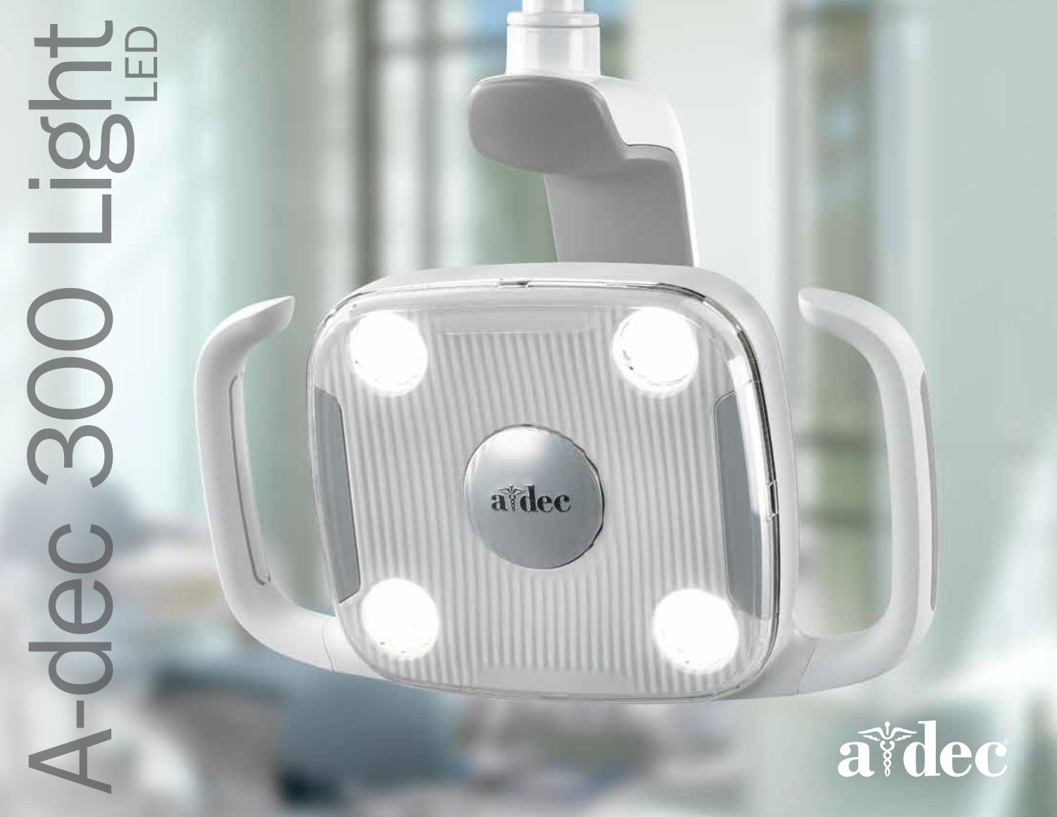# A-dec 300 Light LED

a-dec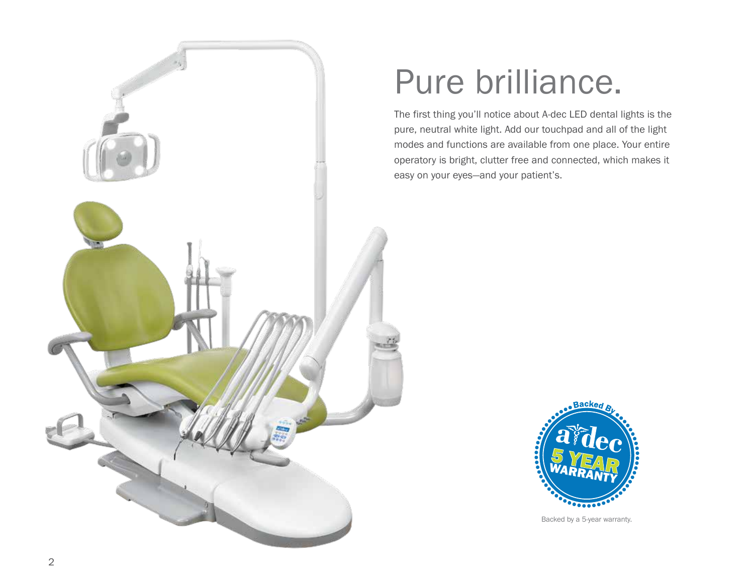# Pure brilliance.

The first thing you'll notice about A-dec LED dental lights is the pure, neutral white light. Add our touchpad and all of the light modes and functions are available from one place. Your entire operatory is bright, clutter free and connected, which makes it easy on your eyes—and your patient's.

Backed by a 5-year warranty.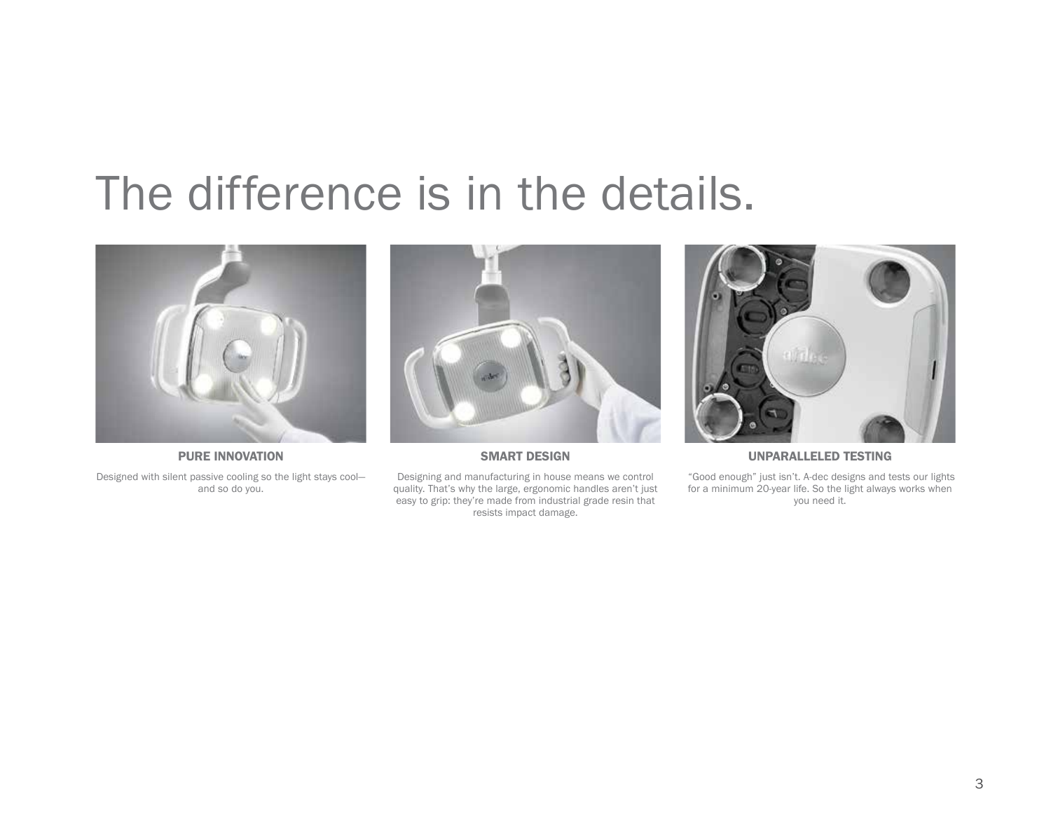# The difference is in the details.

### PURE INNOVATION

Designed with silent passive cooling so the light stays cool—and so do you.

### SMART DESIGN

Designing and manufacturing in house means we control quality. That's why the large, ergonomic handles aren't just easy to grip: they're made from industrial grade resin that resists impact damage.

### UNPARALLELED TESTING

"Good enough" just isn't. A-dec designs and tests our lights for a minimum 20-year life. So the light always works when you need it.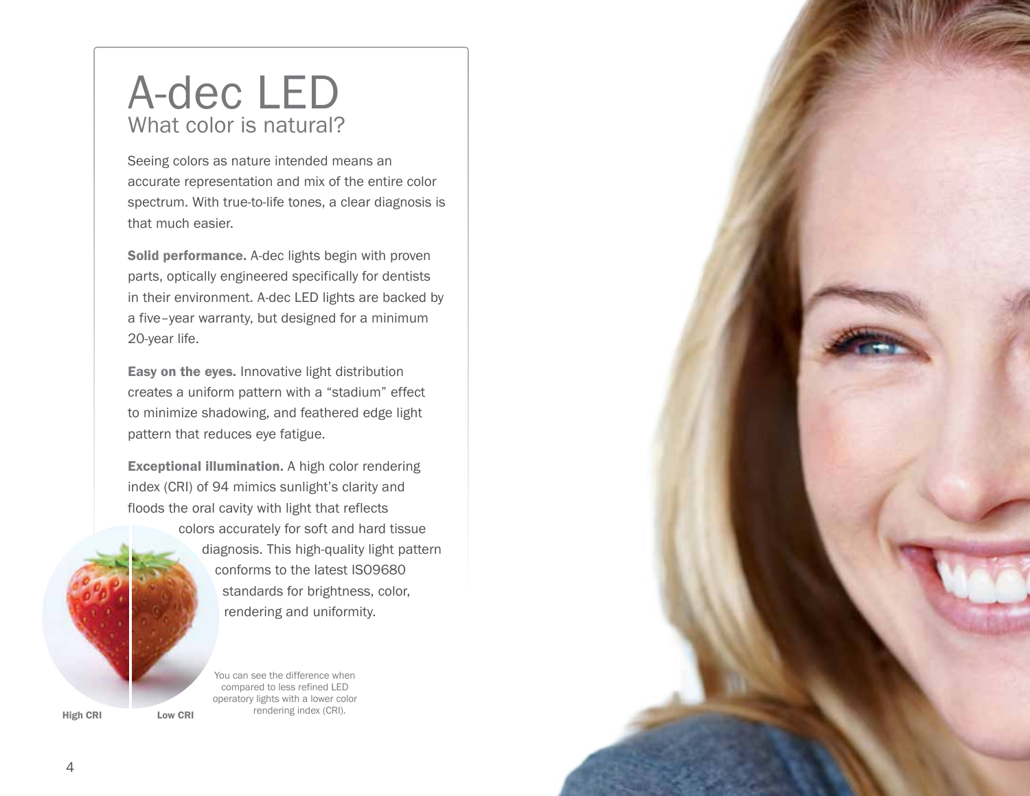# A-dec LED

## What color is natural?

Seeing colors as nature intended means an accurate representation and mix of the entire color spectrum. With true-to-life tones, a clear diagnosis is that much easier.

**Solid performance.** A-dec lights begin with proven parts, optically engineered specifically for dentists in their environment. A-dec LED lights are backed by a five–year warranty, but designed for a minimum 20-year life.

**Easy on the eyes.** Innovative light distribution creates a uniform pattern with a "stadium" effect to minimize shadowing, and feathered edge light pattern that reduces eye fatigue.

**Exceptional illumination.** A high color rendering index (CRI) of 94 mimics sunlight's clarity and floods the oral cavity with light that reflects colors accurately for soft and hard tissue diagnosis. This high-quality light pattern conforms to the latest ISO9680 standards for brightness, color, rendering and uniformity.

High CRI Low CRI

You can see the difference when compared to less refined LED operatory lights with a lower color rendering index (CRI).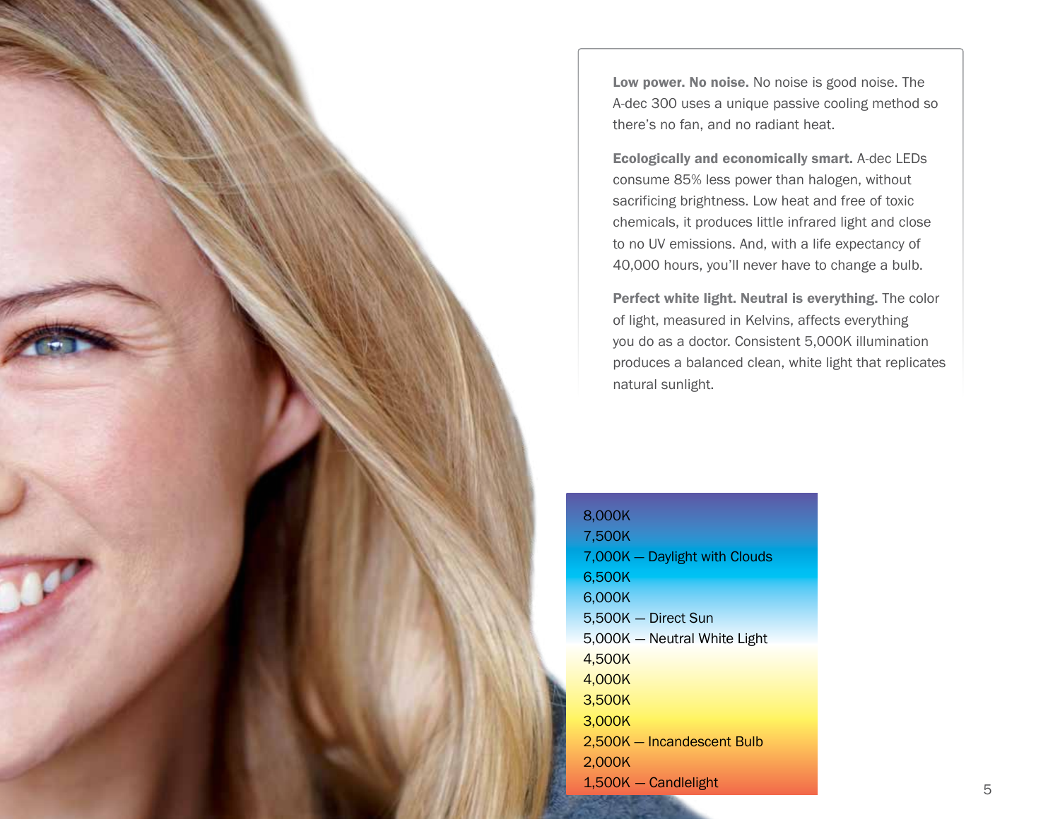**Low power. No noise.** No noise is good noise. The A-dec 300 uses a unique passive cooling method so there's no fan, and no radiant heat.

**Ecologically and economically smart.** A-dec LEDs consume 85% less power than halogen, without sacrificing brightness. Low heat and free of toxic chemicals, it produces little infrared light and close to no UV emissions. And, with a life expectancy of 40,000 hours, you'll never have to change a bulb.

**Perfect white light. Neutral is everything.** The color of light, measured in Kelvins, affects everything you do as a doctor. Consistent 5,000K illumination produces a balanced clean, white light that replicates natural sunlight.

8,000K
7,500K
7,000K — Daylight with Clouds
6,500K
6,000K
5,500K — Direct Sun
5,000K — Neutral White Light
4,500K
4,000K
3,500K
3,000K
2,500K — Incandescent Bulb
2,000K
1,500K — Candlelight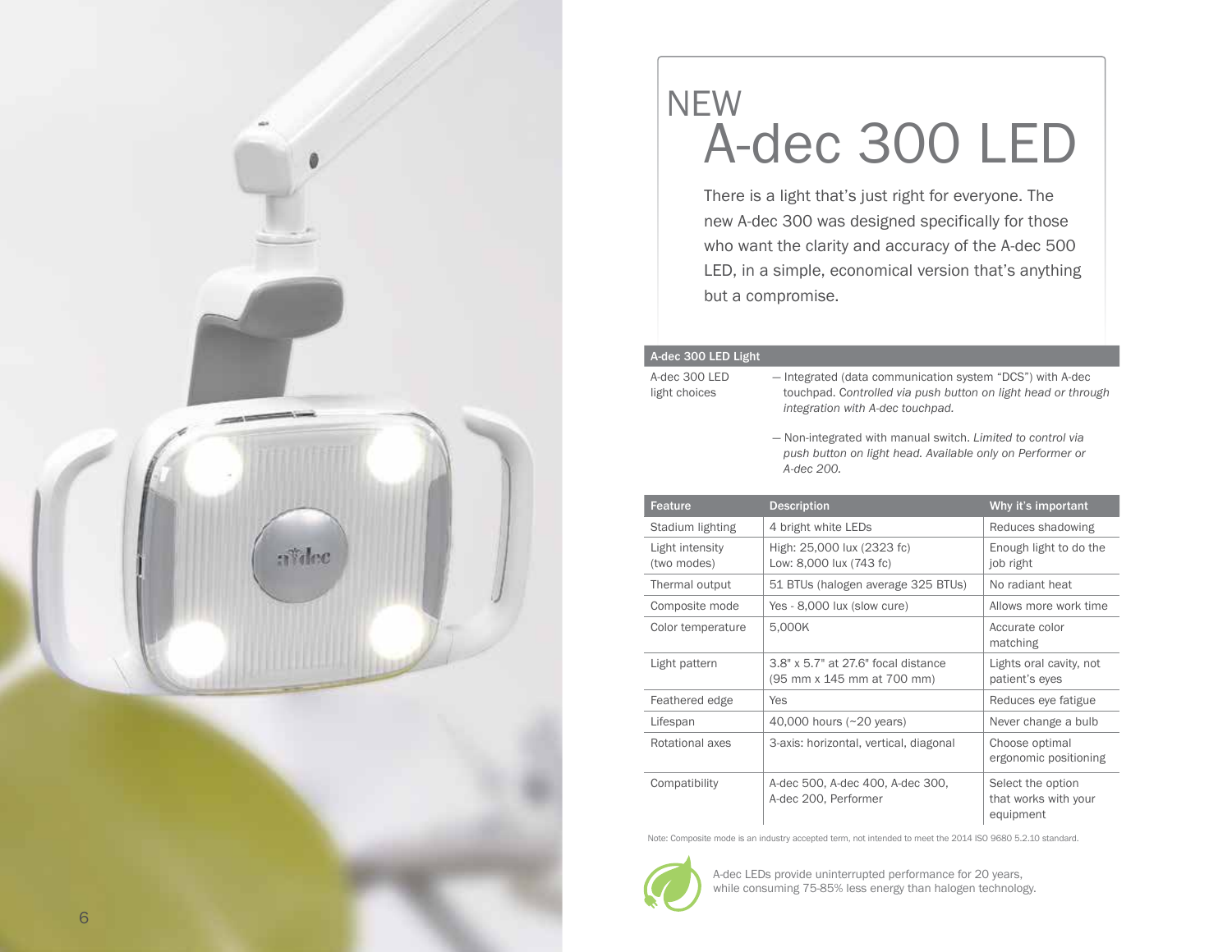NEW

# A-dec 300 LED

There is a light that's just right for everyone. The new A-dec 300 was designed specifically for those who want the clarity and accuracy of the A-dec 500 LED, in a simple, economical version that's anything but a compromise.

| A-dec 300 LED Light | |
|---|---|
| A-dec 300 LED light choices | — Integrated (data communication system "DCS") with A-dec touchpad. C*ontrolled via push button on light head or through integration with A-dec touchpad.* |
| | — Non-integrated with manual switch. *Limited to control via push button on light head. Available only on Performer or A-dec 200.* |

| Feature | Description | Why it's important |
|---|---|---|
| Stadium lighting | 4 bright white LEDs | Reduces shadowing |
| Light intensity (two modes) | High: 25,000 lux (2323 fc)<br>Low: 8,000 lux (743 fc) | Enough light to do the job right |
| Thermal output | 51 BTUs (halogen average 325 BTUs) | No radiant heat |
| Composite mode | Yes - 8,000 lux (slow cure) | Allows more work time |
| Color temperature | 5,000K | Accurate color matching |
| Light pattern | 3.8" x 5.7" at 27.6" focal distance (95 mm x 145 mm at 700 mm) | Lights oral cavity, not patient's eyes |
| Feathered edge | Yes | Reduces eye fatigue |
| Lifespan | 40,000 hours (~20 years) | Never change a bulb |
| Rotational axes | 3-axis: horizontal, vertical, diagonal | Choose optimal ergonomic positioning |
| Compatibility | A-dec 500, A-dec 400, A-dec 300, A-dec 200, Performer | Select the option that works with your equipment |

Note: Composite mode is an industry accepted term, not intended to meet the 2014 ISO 9680 5.2.10 standard.

A-dec LEDs provide uninterrupted performance for 20 years, while consuming 75-85% less energy than halogen technology.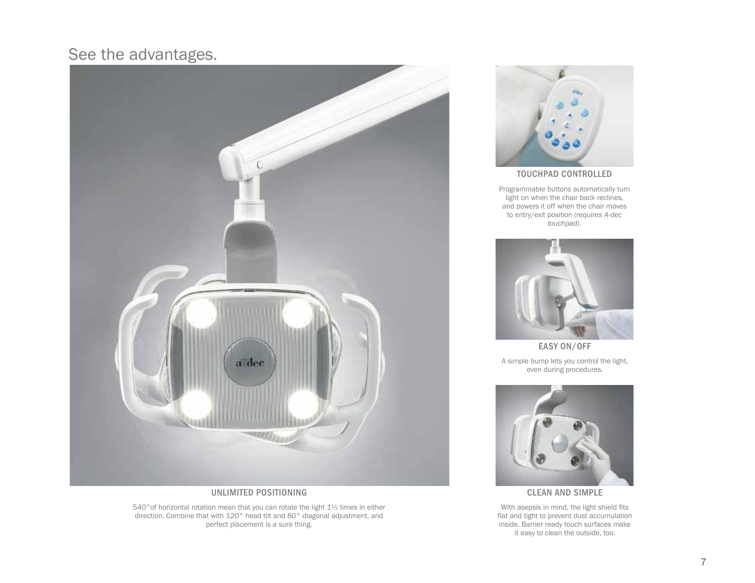# See the advantages.

### UNLIMITED POSITIONING

540°of horizontal rotation mean that you can rotate the light 1½ times in either direction. Combine that with 120° head tilt and 80° diagonal adjustment, and perfect placement is a sure thing.

### TOUCHPAD CONTROLLED

Programmable buttons automatically turn light on when the chair back reclines, and powers it off when the chair moves to entry/exit position *(requires A-dec touchpad)*.

### EASY ON/OFF

A simple bump lets you control the light, even during procedures.

### CLEAN AND SIMPLE

With asepsis in mind, the light shield fits flat and tight to prevent dust accumulation inside. Barrier ready touch surfaces make it easy to clean the outside, too.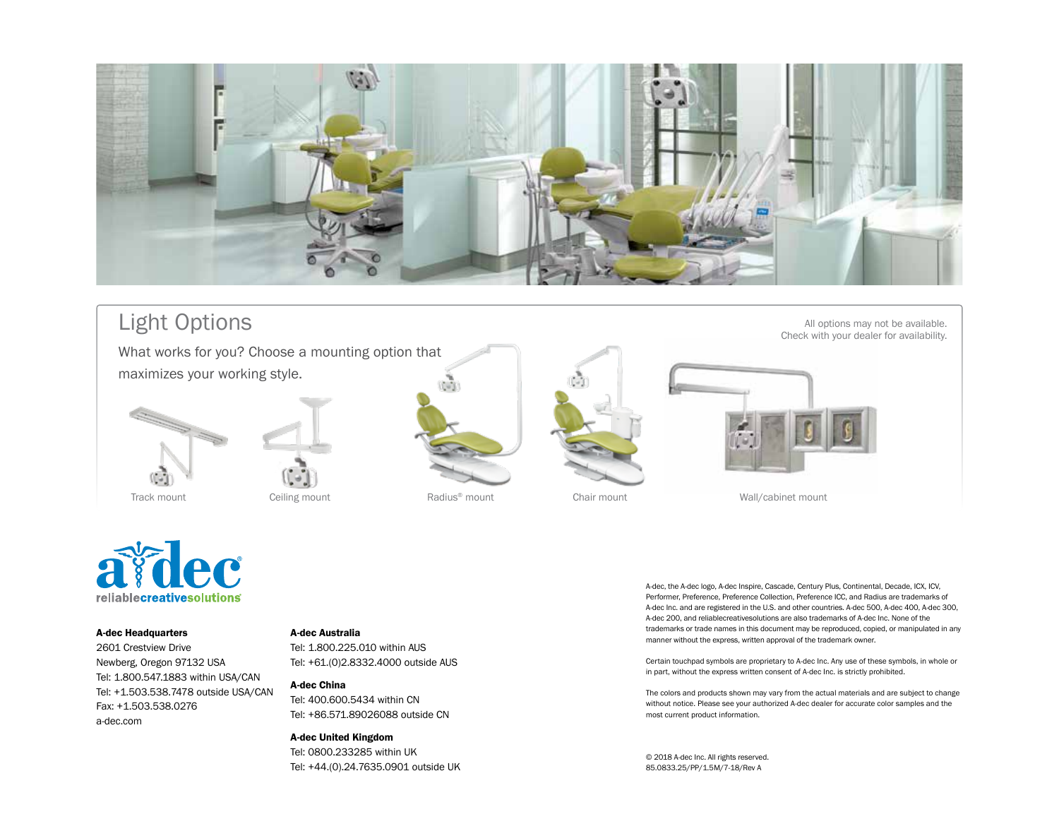## Light Options

What works for you? Choose a mounting option that maximizes your working style.

All options may not be available.
Check with your dealer for availability.

Track mount

Ceiling mount

Radius® mount

Chair mount

Wall/cabinet mount

a-dec®
reliablecreativesolutions®

**A-dec Headquarters**
2601 Crestview Drive
Newberg, Oregon 97132 USA
Tel: 1.800.547.1883 within USA/CAN
Tel: +1.503.538.7478 outside USA/CAN
Fax: +1.503.538.0276
a-dec.com

**A-dec Australia**
Tel: 1.800.225.010 within AUS
Tel: +61.(0)2.8332.4000 outside AUS

**A-dec China**
Tel: 400.600.5434 within CN
Tel: +86.571.89026088 outside CN

**A-dec United Kingdom**
Tel: 0800.233285 within UK
Tel: +44.(0).24.7635.0901 outside UK

A-dec, the A-dec logo, A-dec Inspire, Cascade, Century Plus, Continental, Decade, ICX, ICV, Performer, Preference, Preference Collection, Preference ICC, and Radius are trademarks of A-dec Inc. and are registered in the U.S. and other countries. A-dec 500, A-dec 400, A-dec 300, A-dec 200, and reliablecreativesolutions are also trademarks of A-dec Inc. None of the trademarks or trade names in this document may be reproduced, copied, or manipulated in any manner without the express, written approval of the trademark owner.

Certain touchpad symbols are proprietary to A-dec Inc. Any use of these symbols, in whole or in part, without the express written consent of A-dec Inc. is strictly prohibited.

The colors and products shown may vary from the actual materials and are subject to change without notice. Please see your authorized A-dec dealer for accurate color samples and the most current product information.

© 2018 A-dec Inc. All rights reserved.
85.0833.25/PP/1.5M/7-18/Rev A